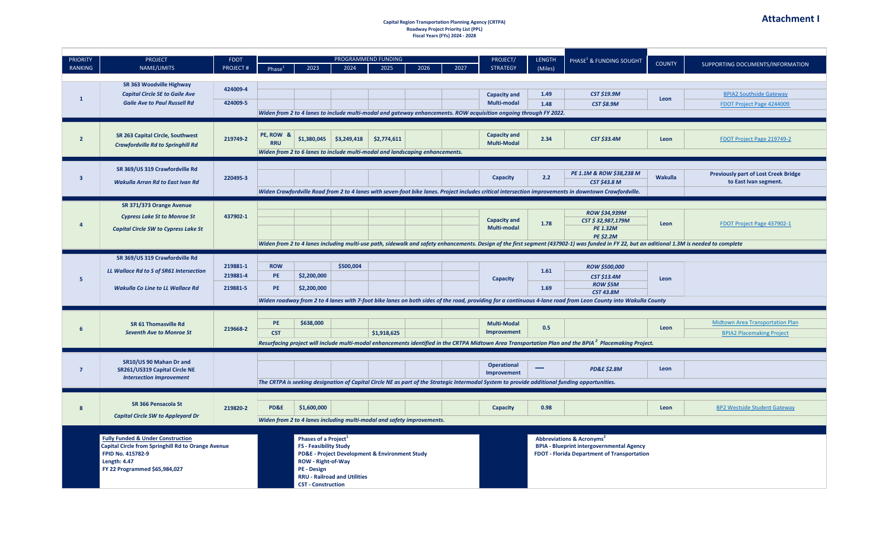**Attachment I**

**Capital Region Transportation Planning Agency (CRTPA)**
**Roadway Project Priority List (PPL)**
**Fiscal Years (FYs) 2024 - 2028**

| PRIORITY RANKING | PROJECT NAME/LIMITS | FDOT PROJECT # | Phase[1] | 2023 | 2024 | 2025 | 2026 | 2027 | PROJECT/ STRATEGY | LENGTH (Miles) | PHASE[1] & FUNDING SOUGHT | COUNTY | SUPPORTING DOCUMENTS/INFORMATION |
|---|---|---|---|---|---|---|---|---|---|---|---|---|---|
| | | | PROGRAMMED FUNDING | | | | | | | | | | |
| 1 | **SR 363 Woodville Highway** *Capital Circle SE to Gaile Ave* | 424009-4 | | | | | | | Capacity and Multi-modal | 1.49 | *CST $19.9M* | Leon | BPIA2 Southside Gateway |
| | *Gaile Ave to Paul Russell Rd* | 424009-5 | | | | | | | | 1.48 | *CST $8.9M* | | FDOT Project Page 4244009 |
| | | | *Widen from 2 to 4 lanes to include multi-modal and gateway enhancements. ROW acquisition ongoing through FY 2022.* | | | | | | | | | | |
| 2 | **SR 263 Capital Circle, Southwest** *Crawfordville Rd to Springhill Rd* | 219749-2 | PE, ROW & RRU | $1,380,045 | $3,249,418 | $2,774,611 | | | Capacity and Multi-Modal | 2.34 | *CST $33.4M* | Leon | FDOT Project Page 219749-2 |
| | | | *Widen from 2 to 6 lanes to include multi-modal and landscaping enhancements.* | | | | | | | | | | |
| 3 | **SR 369/US 319 Crawfordville Rd** *Wakulla Arran Rd to East Ivan Rd* | 220495-3 | | | | | | | Capacity | 2.2 | *PE 1.1M & ROW $38,238 M* / *CST $43.8 M* | Wakulla | Previously part of Lost Creek Bridge to East Ivan segment. |
| | | | *Widen Crawfordville Road from 2 to 4 lanes with seven-foot bike lanes. Project includes critical intersection improvements in downtown Crawfordville.* | | | | | | | | | | |
| 4 | **SR 371/373 Orange Avenue** *Cypress Lake St to Monroe St* / *Capital Circle SW to Cypress Lake St* | 437902-1 | | | | | | | Capacity and Multi-modal | 1.78 | *ROW $34,939M* / *CST $ 32,987,179M* / *PE 1.32M* / *PE $2.2M* | Leon | FDOT Project Page 437902-1 |
| | | | *Widen from 2 to 4 lanes including multi-use path, sidewalk and safety enhancements. Design of the first segment (437902-1) was funded in FY 22, but an aditional 1.3M is needed to complete* | | | | | | | | | | |
| 5 | **SR 369/US 319 Crawfordville Rd** *LL Wallace Rd to S of SR61 Intersection* | 219881-1 | ROW | | $500,004 | | | | Capacity | 1.61 | *ROW $500,000* | Leon | |
| | | 219881-4 | PE | $2,200,000 | | | | | | | *CST $13.4M* | | |
| | *Wakulla Co Line to LL Wallace Rd* | 219881-5 | PE | $2,200,000 | | | | | | 1.69 | *ROW $5M* / *CST 43.8M* | | |
| | | | *Widen roadway from 2 to 4 lanes with 7-foot bike lanes on both sides of the road, providing for a continuous 4-lane road from Leon County into Wakulla County* | | | | | | | | | | |
| 6 | **SR 61 Thomasville Rd** *Seventh Ave to Monroe St* | 219668-2 | PE | $638,000 | | | | | Multi-Modal Improvement | 0.5 | | Leon | Midtown Area Transportation Plan |
| | | | CST | | | $1,918,625 | | | | | | | BPIA2 Placemaking Project |
| | | | *Resurfacing project will include multi-modal enhancements identified in the CRTPA Midtown Area Transportation Plan and the BPIA[2] Placemaking Project.* | | | | | | | | | | |
| 7 | **SR10/US 90 Mahan Dr and SR261/US319 Capital Circle NE** *Intersection Improvement* | | | | | | | | Operational Improvement | — | *PD&E $2.8M* | Leon | |
| | | | *The CRTPA is seeking designation of Capital Circle NE as part of the Strategic Intermodal System to provide additional funding opportunities.* | | | | | | | | | | |
| 8 | **SR 366 Pensacola St** *Capital Circle SW to Appleyard Dr* | 219820-2 | PD&E | $1,600,000 | | | | | Capacity | 0.98 | | Leon | BP2 Westside Student Gateway |
| | | | *Widen from 2 to 4 lanes including multi-modal and safety improvements.* | | | | | | | | | | |

**Fully Funded & Under Construction**
**Capital Circle from Springhill Rd to Orange Avenue**
**FPID No. 415782-9**
**Length: 4.47**
**FY 22 Programmed $65,984,027**

**Phases of a Project[1]**
- **FS - Feasibility Study**
- **PD&E - Project Development & Environment Study**
- **ROW - Right-of-Way**
- **PE - Design**
- **RRU - Railroad and Utilities**
- **CST - Construction**

**Abbreviations & Acronyms[2]**
- **BPIA - Blueprint intergovernmental Agency**
- **FDOT - Florida Department of Transportation**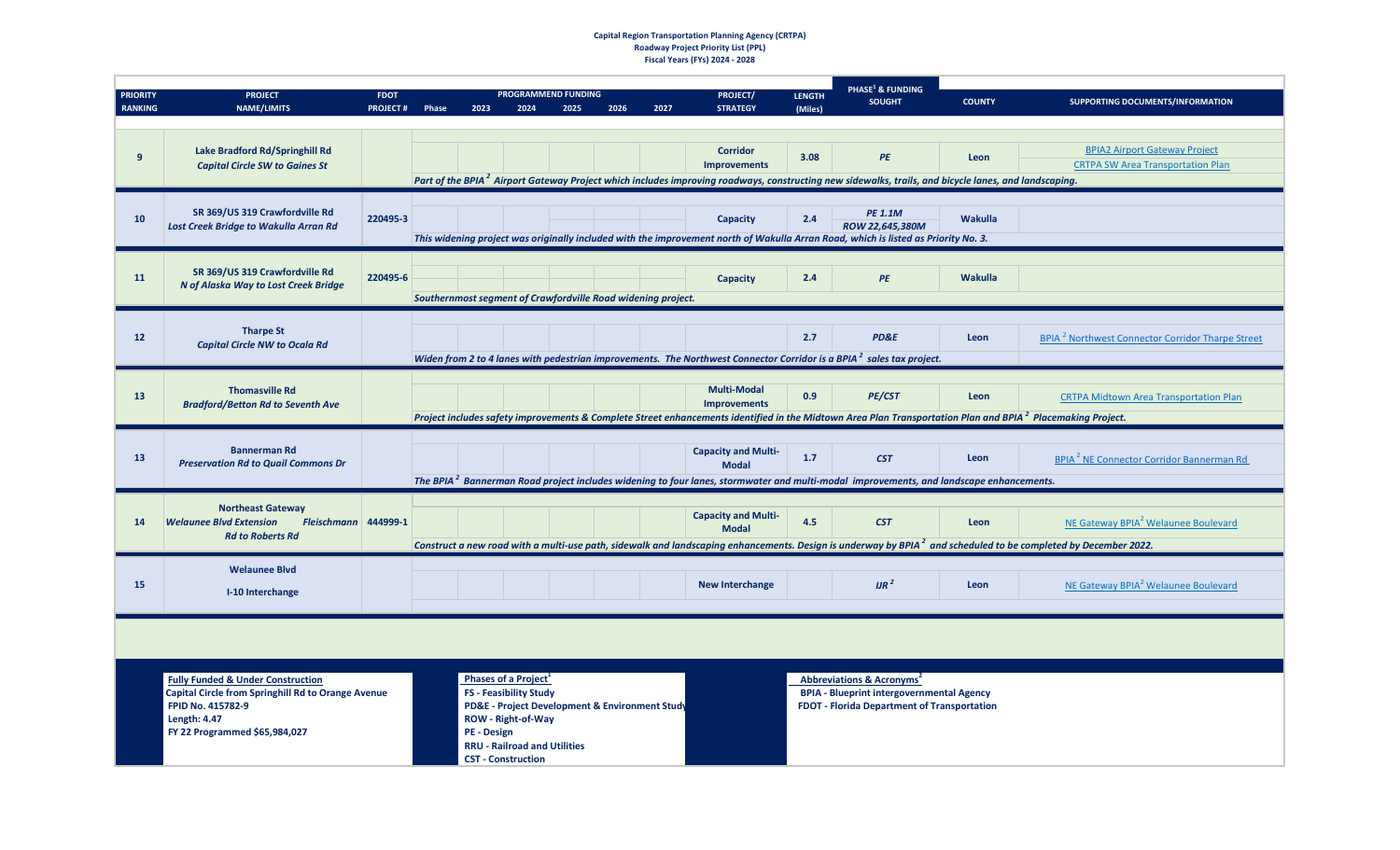**Capital Region Transportation Planning Agency (CRTPA)**
**Roadway Project Priority List (PPL)**
**Fiscal Years (FYs) 2024 - 2028**

| PRIORITY RANKING | PROJECT NAME/LIMITS | FDOT PROJECT # | Phase | 2023 | 2024 | 2025 | 2026 | 2027 | PROJECT/ STRATEGY | LENGTH (Miles) | PHASE[1] & FUNDING SOUGHT | COUNTY | SUPPORTING DOCUMENTS/INFORMATION |
|---|---|---|---|---|---|---|---|---|---|---|---|---|---|
| | | | PROGRAMMED FUNDING | | | | | | | | | | |
| 9 | **Lake Bradford Rd/Springhill Rd** *Capital Circle SW to Gaines St* | | | | | | | | Corridor Improvements | 3.08 | *PE* | Leon | BPIA2 Airport Gateway Project; CRTPA SW Area Transportation Plan |
| | | | *Part of the BPIA[2] Airport Gateway Project which includes improving roadways, constructing new sidewalks, trails, and bicycle lanes, and landscaping.* | | | | | | | | | | |
| 10 | **SR 369/US 319 Crawfordville Rd** *Lost Creek Bridge to Wakulla Arran Rd* | 220495-3 | | | | | | | Capacity | 2.4 | *PE 1.1M* *ROW 22,645,380M* | Wakulla | |
| | | | *This widening project was originally included with the improvement north of Wakulla Arran Road, which is listed as Priority No. 3.* | | | | | | | | | | |
| 11 | **SR 369/US 319 Crawfordville Rd** *N of Alaska Way to Lost Creek Bridge* | 220495-6 | | | | | | | Capacity | 2.4 | *PE* | Wakulla | |
| | | | *Southernmost segment of Crawfordville Road widening project.* | | | | | | | | | | |
| 12 | **Tharpe St** *Capital Circle NW to Ocala Rd* | | | | | | | | | 2.7 | *PD&E* | Leon | BPIA[2] Northwest Connector Corridor Tharpe Street |
| | | | *Widen from 2 to 4 lanes with pedestrian improvements. The Northwest Connector Corridor is a BPIA[2] sales tax project.* | | | | | | | | | | |
| 13 | **Thomasville Rd** *Bradford/Betton Rd to Seventh Ave* | | | | | | | | Multi-Modal Improvements | 0.9 | *PE/CST* | Leon | CRTPA Midtown Area Transportation Plan |
| | | | *Project includes safety improvements & Complete Street enhancements identified in the Midtown Area Plan Transportation Plan and BPIA[2] Placemaking Project.* | | | | | | | | | | |
| 13 | **Bannerman Rd** *Preservation Rd to Quail Commons Dr* | | | | | | | | Capacity and Multi-Modal | 1.7 | *CST* | Leon | BPIA[2] NE Connector Corridor Bannerman Rd |
| | | | *The BPIA[2] Bannerman Road project includes widening to four lanes, stormwater and multi-modal improvements, and landscape enhancements.* | | | | | | | | | | |
| 14 | **Northeast Gateway** *Welaunee Blvd Extension Fleischmann Rd to Roberts Rd* | 444999-1 | | | | | | | Capacity and Multi-Modal | 4.5 | *CST* | Leon | NE Gateway BPIA[2] Welaunee Boulevard |
| | | | *Construct a new road with a multi-use path, sidewalk and landscaping enhancements. Design is underway by BPIA[2] and scheduled to be completed by December 2022.* | | | | | | | | | | |
| 15 | **Welaunee Blvd** **I-10 Interchange** | | | | | | | | New Interchange | | *IJR[2]* | Leon | NE Gateway BPIA[2] Welaunee Boulevard |

**Fully Funded & Under Construction**
Capital Circle from Springhill Rd to Orange Avenue
FPID No. 415782-9
Length: 4.47
FY 22 Programmed $65,984,027

**Phases of a Project[1]**
- FS - Feasibility Study
- PD&E - Project Development & Environment Study
- ROW - Right-of-Way
- PE - Design
- RRU - Railroad and Utilities
- CST - Construction

**Abbreviations & Acronyms[2]**
- BPIA - Blueprint intergovernmental Agency
- FDOT - Florida Department of Transportation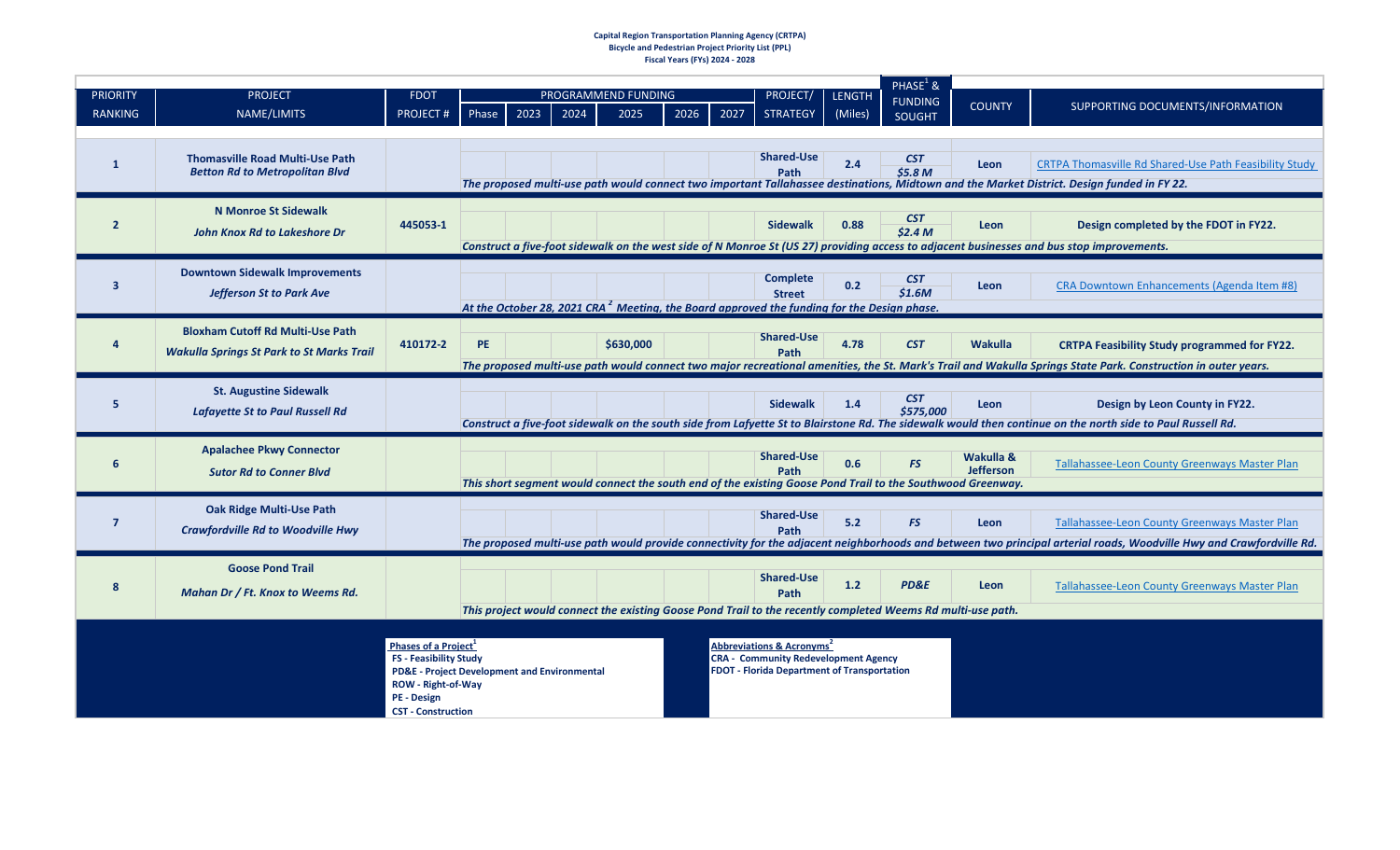**Capital Region Transportation Planning Agency (CRTPA)**
**Bicycle and Pedestrian Project Priority List (PPL)**
**Fiscal Years (FYs) 2024 - 2028**

| PRIORITY RANKING | PROJECT NAME/LIMITS | FDOT PROJECT # | PROGRAMMED FUNDING Phase | 2023 | 2024 | 2025 | 2026 | 2027 | PROJECT/ STRATEGY | LENGTH (Miles) | PHASE[1] & FUNDING SOUGHT | COUNTY | SUPPORTING DOCUMENTS/INFORMATION |
|---|---|---|---|---|---|---|---|---|---|---|---|---|---|
| 1 | **Thomasville Road Multi-Use Path** *Betton Rd to Metropolitan Blvd* | | | | | | | | Shared-Use Path | 2.4 | *CST $5.8 M* | Leon | CRTPA Thomasville Rd Shared-Use Path Feasibility Study |
| | | | *The proposed multi-use path would connect two important Tallahassee destinations, Midtown and the Market District. Design funded in FY 22.* | | | | | | | | | | |
| 2 | **N Monroe St Sidewalk** *John Knox Rd to Lakeshore Dr* | 445053-1 | | | | | | | Sidewalk | 0.88 | *CST $2.4 M* | Leon | Design completed by the FDOT in FY22. |
| | | | *Construct a five-foot sidewalk on the west side of N Monroe St (US 27) providing access to adjacent businesses and bus stop improvements.* | | | | | | | | | | |
| 3 | **Downtown Sidewalk Improvements** *Jefferson St to Park Ave* | | | | | | | | Complete Street | 0.2 | *CST $1.6M* | Leon | CRA Downtown Enhancements (Agenda Item #8) |
| | | | *At the October 28, 2021 CRA[2] Meeting, the Board approved the funding for the Design phase.* | | | | | | | | | | |
| 4 | **Bloxham Cutoff Rd Multi-Use Path** *Wakulla Springs St Park to St Marks Trail* | 410172-2 | PE | | | $630,000 | | | Shared-Use Path | 4.78 | *CST* | Wakulla | CRTPA Feasibility Study programmed for FY22. |
| | | | *The proposed multi-use path would connect two major recreational amenities, the St. Mark's Trail and Wakulla Springs State Park. Construction in outer years.* | | | | | | | | | | |
| 5 | **St. Augustine Sidewalk** *Lafayette St to Paul Russell Rd* | | | | | | | | Sidewalk | 1.4 | *CST $575,000* | Leon | Design by Leon County in FY22. |
| | | | *Construct a five-foot sidewalk on the south side from Lafyette St to Blairstone Rd. The sidewalk would then continue on the north side to Paul Russell Rd.* | | | | | | | | | | |
| 6 | **Apalachee Pkwy Connector** *Sutor Rd to Conner Blvd* | | | | | | | | Shared-Use Path | 0.6 | *FS* | Wakulla & Jefferson | Tallahassee-Leon County Greenways Master Plan |
| | | | *This short segment would connect the south end of the existing Goose Pond Trail to the Southwood Greenway.* | | | | | | | | | | |
| 7 | **Oak Ridge Multi-Use Path** *Crawfordville Rd to Woodville Hwy* | | | | | | | | Shared-Use Path | 5.2 | *FS* | Leon | Tallahassee-Leon County Greenways Master Plan |
| | | | *The proposed multi-use path would provide connectivity for the adjacent neighborhoods and between two principal arterial roads, Woodville Hwy and Crawfordville Rd.* | | | | | | | | | | |
| 8 | **Goose Pond Trail** *Mahan Dr / Ft. Knox to Weems Rd.* | | | | | | | | Shared-Use Path | 1.2 | *PD&E* | Leon | Tallahassee-Leon County Greenways Master Plan |
| | | | *This project would connect the existing Goose Pond Trail to the recently completed Weems Rd multi-use path.* | | | | | | | | | | |

**Phases of a Project[1]**
- FS - Feasibility Study
- PD&E - Project Development and Environmental
- ROW - Right-of-Way
- PE - Design
- CST - Construction

**Abbreviations & Acronyms[2]**
- CRA - Community Redevelopment Agency
- FDOT - Florida Department of Transportation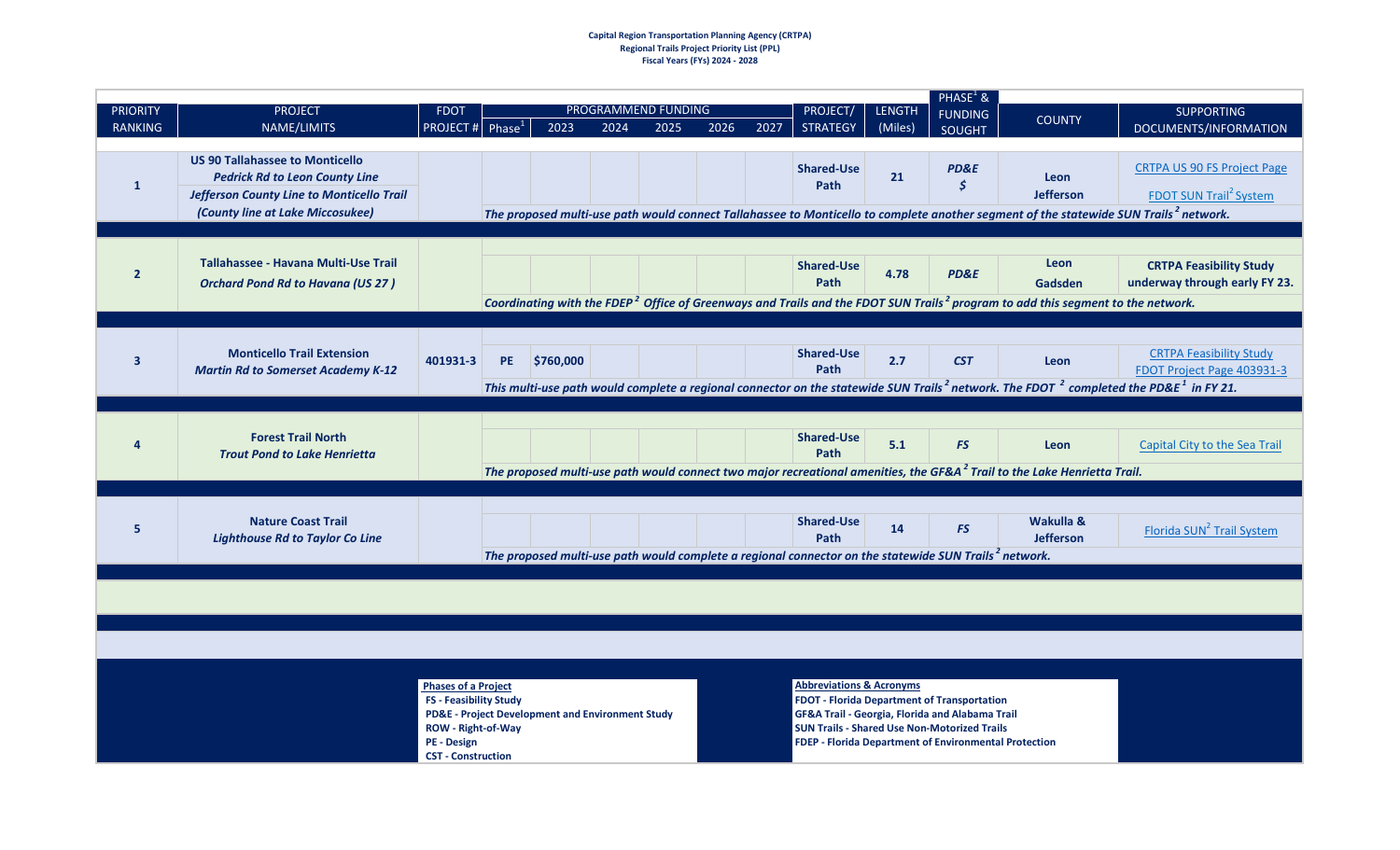**Capital Region Transportation Planning Agency (CRTPA)**
**Regional Trails Project Priority List (PPL)**
**Fiscal Years (FYs) 2024 - 2028**

| PRIORITY RANKING | PROJECT NAME/LIMITS | FDOT PROJECT # | PROGRAMMEND FUNDING Phase[1] | 2023 | 2024 | 2025 | 2026 | 2027 | PROJECT/ STRATEGY | LENGTH (Miles) | PHASE[1] & FUNDING SOUGHT | COUNTY | SUPPORTING DOCUMENTS/INFORMATION |
|---|---|---|---|---|---|---|---|---|---|---|---|---|---|
| **1** | **US 90 Tallahassee to Monticello** ***Pedrick Rd to Leon County Line*** ***Jefferson County Line to Monticello Trail (County line at Lake Miccosukee)*** | | | | | | | | **Shared-Use Path** | **21** | ***PD&E $*** | **Leon Jefferson** | CRTPA US 90 FS Project Page; FDOT SUN Trail[2] System |
| | | | ***The proposed multi-use path would connect Tallahassee to Monticello to complete another segment of the statewide SUN Trails[2] network.*** | | | | | | | | | | |
| **2** | **Tallahassee - Havana Multi-Use Trail** ***Orchard Pond Rd to Havana (US 27 )*** | | | | | | | | **Shared-Use Path** | **4.78** | ***PD&E*** | **Leon Gadsden** | **CRTPA Feasibility Study underway through early FY 23.** |
| | | | ***Coordinating with the FDEP[2] Office of Greenways and Trails and the FDOT SUN Trails[2] program to add this segment to the network.*** | | | | | | | | | | |
| **3** | **Monticello Trail Extension** ***Martin Rd to Somerset Academy K-12*** | **401931-3** | **PE** | **$760,000** | | | | | **Shared-Use Path** | **2.7** | ***CST*** | **Leon** | CRTPA Feasibility Study; FDOT Project Page 403931-3 |
| | | | ***This multi-use path would complete a regional connector on the statewide SUN Trails[2] network. The FDOT [2] completed the PD&E[1] in FY 21.*** | | | | | | | | | | |
| **4** | **Forest Trail North** ***Trout Pond to Lake Henrietta*** | | | | | | | | **Shared-Use Path** | **5.1** | ***FS*** | **Leon** | Capital City to the Sea Trail |
| | | | ***The proposed multi-use path would connect two major recreational amenities, the GF&A[2] Trail to the Lake Henrietta Trail.*** | | | | | | | | | | |
| **5** | **Nature Coast Trail** ***Lighthouse Rd to Taylor Co Line*** | | | | | | | | **Shared-Use Path** | **14** | ***FS*** | **Wakulla & Jefferson** | Florida SUN[2] Trail System |
| | | | ***The proposed multi-use path would complete a regional connector on the statewide SUN Trails[2] network.*** | | | | | | | | | | |

**Phases of a Project**
- **FS - Feasibility Study**
- **PD&E - Project Development and Environment Study**
- **ROW - Right-of-Way**
- **PE - Design**
- **CST - Construction**

**Abbreviations & Acronyms**
- **FDOT - Florida Department of Transportation**
- **GF&A Trail - Georgia, Florida and Alabama Trail**
- **SUN Trails - Shared Use Non-Motorized Trails**
- **FDEP - Florida Department of Environmental Protection**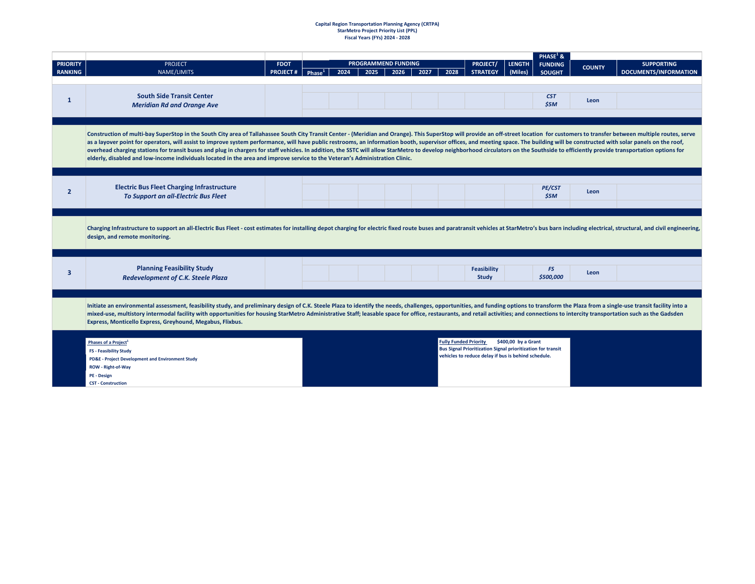**Capital Region Transportation Planning Agency (CRTPA)**
**StarMetro Project Priority List (PPL)**
**Fiscal Years (FYs) 2024 - 2028**

| PRIORITY RANKING | PROJECT NAME/LIMITS | FDOT PROJECT # | PROGRAMMED FUNDING Phase[1] | 2024 | 2025 | 2026 | 2027 | 2028 | PROJECT/ STRATEGY | LENGTH (Miles) | PHASE[1] & FUNDING SOUGHT | COUNTY | SUPPORTING DOCUMENTS/INFORMATION |
|---|---|---|---|---|---|---|---|---|---|---|---|---|---|
| 1 | **South Side Transit Center** *Meridian Rd and Orange Ave* | | | | | | | | | | *CST $5M* | Leon | |
| | Construction of multi-bay SuperStop in the South City area of Tallahassee South City Transit Center - (Meridian and Orange). This SuperStop will provide an off-street location for customers to transfer between multiple routes, serve as a layover point for operators, will assist to improve system performance, will have public restrooms, an information booth, supervisor offices, and meeting space. The building will be constructed with solar panels on the roof, overhead charging stations for transit buses and plug in chargers for staff vehicles. In addition, the SSTC will allow StarMetro to develop neighborhood circulators on the Southside to efficiently provide transportation options for elderly, disabled and low-income individuals located in the area and improve service to the Veteran's Administration Clinic. | | | | | | | | | | | | |
| 2 | **Electric Bus Fleet Charging Infrastructure** *To Support an all-Electric Bus Fleet* | | | | | | | | | | *PE/CST $5M* | Leon | |
| | Charging Infrastructure to support an all-Electric Bus Fleet - cost estimates for installing depot charging for electric fixed route buses and paratransit vehicles at StarMetro's bus barn including electrical, structural, and civil engineering, design, and remote monitoring. | | | | | | | | | | | | |
| 3 | **Planning Feasibility Study** *Redevelopment of C.K. Steele Plaza* | | | | | | | | Feasibility Study | | *FS $500,000* | Leon | |
| | Initiate an environmental assessment, feasibility study, and preliminary design of C.K. Steele Plaza to identify the needs, challenges, opportunities, and funding options to transform the Plaza from a single-use transit facility into a mixed-use, multistory intermodal facility with opportunities for housing StarMetro Administrative Staff; leasable space for office, restaurants, and retail activities; and connections to intercity transportation such as the Gadsden Express, Monticello Express, Greyhound, Megabus, Flixbus. | | | | | | | | | | | | |

**Phases of a Project[1]**
- FS - Feasibility Study
- PD&E - Project Development and Environment Study
- ROW - Right-of-Way
- PE - Design
- CST - Construction

**Fully Funded Priority** $400,00 by a Grant
Bus Signal Prioritization Signal prioritization for transit vehicles to reduce delay if bus is behind schedule.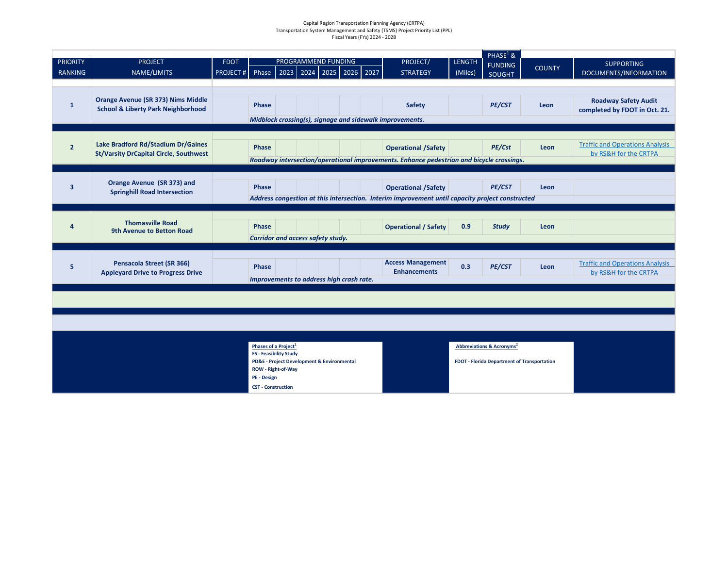Capital Region Transportation Planning Agency (CRTPA)
Transportation System Management and Safety (TSMS) Project Priority List (PPL)
Fiscal Years (FYs) 2024 - 2028

| PRIORITY RANKING | PROJECT NAME/LIMITS | FDOT PROJECT # | PROGRAMMED FUNDING | | | | | | PROJECT/ STRATEGY | LENGTH (Miles) | PHASE[1] & FUNDING SOUGHT | COUNTY | SUPPORTING DOCUMENTS/INFORMATION |
|---|---|---|---|---|---|---|---|---|---|---|---|---|---|
| | | | Phase | 2023 | 2024 | 2025 | 2026 | 2027 | | | | | |
| **1** | **Orange Avenue (SR 373) Nims Middle School & Liberty Park Neighborhood** | | **Phase** | | | | | | **Safety** | | ***PE/CST*** | **Leon** | **Roadway Safety Audit completed by FDOT in Oct. 21.** |
| | | | ***Midblock crossing(s), signage and sidewalk improvements.*** | | | | | | | | | | |
| **2** | **Lake Bradford Rd/Stadium Dr/Gaines St/Varsity DrCapital Circle, Southwest** | | **Phase** | | | | | | **Operational /Safety** | | ***PE/Cst*** | **Leon** | Traffic and Operations Analysis by RS&H for the CRTPA |
| | | | ***Roadway intersection/operational improvements. Enhance pedestrian and bicycle crossings.*** | | | | | | | | | | |
| **3** | **Orange Avenue (SR 373) and Springhill Road Intersection** | | **Phase** | | | | | | **Operational /Safety** | | ***PE/CST*** | **Leon** | |
| | | | ***Address congestion at this intersection. Interim improvement until capacity project constructed*** | | | | | | | | | | |
| **4** | **Thomasville Road 9th Avenue to Betton Road** | | **Phase** | | | | | | **Operational / Safety** | **0.9** | ***Study*** | **Leon** | |
| | | | ***Corridor and access safety study.*** | | | | | | | | | | |
| **5** | **Pensacola Street (SR 366) Appleyard Drive to Progress Drive** | | **Phase** | | | | | | **Access Management Enhancements** | **0.3** | ***PE/CST*** | **Leon** | Traffic and Operations Analysis by RS&H for the CRTPA |
| | | | ***Improvements to address high crash rate.*** | | | | | | | | | | |

**Phases of a Project[1]**
- **FS - Feasibility Study**
- **PD&E - Project Development & Environmental**
- **ROW - Right-of-Way**
- **PE - Design**
- **CST - Construction**

**Abbreviations & Acronyms[2]**
- **FDOT - Florida Department of Transportation**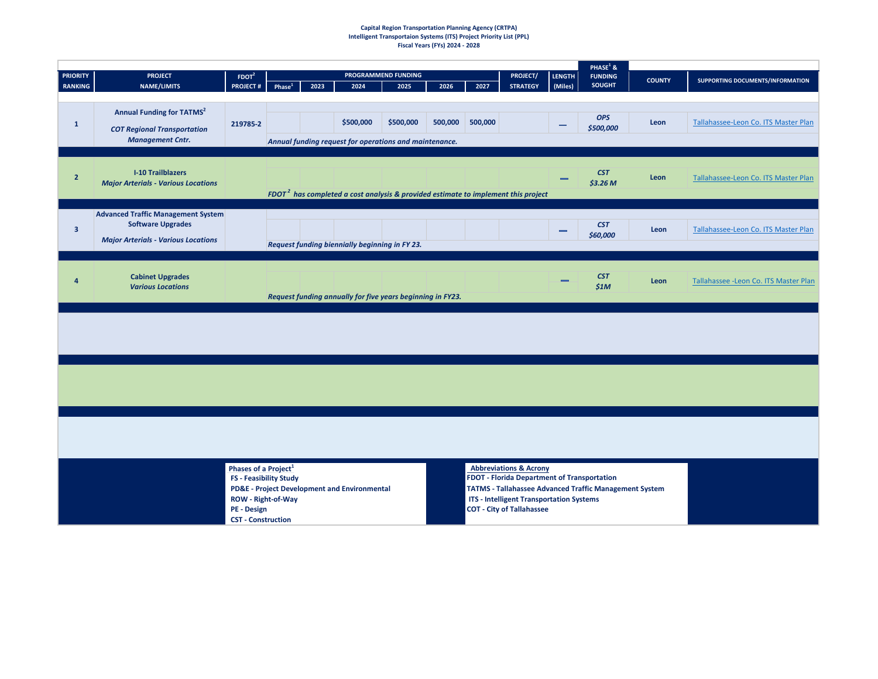**Capital Region Transportation Planning Agency (CRTPA)**
**Intelligent Transportaion Systems (ITS) Project Priority List (PPL)**
**Fiscal Years (FYs) 2024 - 2028**

| PRIORITY RANKING | PROJECT NAME/LIMITS | FDOT[2] PROJECT # | PROGRAMMEND FUNDING Phase[1] | 2023 | 2024 | 2025 | 2026 | 2027 | PROJECT/ STRATEGY | LENGTH (Miles) | PHASE[1] & FUNDING SOUGHT | COUNTY | SUPPORTING DOCUMENTS/INFORMATION |
|---|---|---|---|---|---|---|---|---|---|---|---|---|---|
| 1 | **Annual Funding for TATMS[2]** *COT Regional Transportation Management Cntr.* | 219785-2 | | | $500,000 | $500,000 | 500,000 | 500,000 | | — | *OPS $500,000* | Leon | Tallahassee-Leon Co. ITS Master Plan |
| | | | *Annual funding request for operations and maintenance.* | | | | | | | | | | |
| 2 | **I-10 Trailblazers** *Major Arterials - Various Locations* | | | | | | | | | — | *CST $3.26 M* | Leon | Tallahassee-Leon Co. ITS Master Plan |
| | | | *FDOT[2] has completed a cost analysis & provided estimate to implement this project* | | | | | | | | | | |
| 3 | **Advanced Traffic Management System Software Upgrades** *Major Arterials - Various Locations* | | | | | | | | | — | *CST $60,000* | Leon | Tallahassee-Leon Co. ITS Master Plan |
| | | | *Request funding biennially beginning in FY 23.* | | | | | | | | | | |
| 4 | **Cabinet Upgrades** *Various Locations* | | | | | | | | | — | *CST $1M* | Leon | Tallahassee -Leon Co. ITS Master Plan |
| | | | *Request funding annually for five years beginning in FY23.* | | | | | | | | | | |

**Phases of a Project[1]**
- **FS - Feasibility Study**
- **PD&E - Project Development and Environmental**
- **ROW - Right-of-Way**
- **PE - Design**
- **CST - Construction**

**Abbreviations & Acrony**
- **FDOT - Florida Department of Transportation**
- **TATMS - Tallahassee Advanced Traffic Management System**
- **ITS - Intelligent Transportation Systems**
- **COT - City of Tallahassee**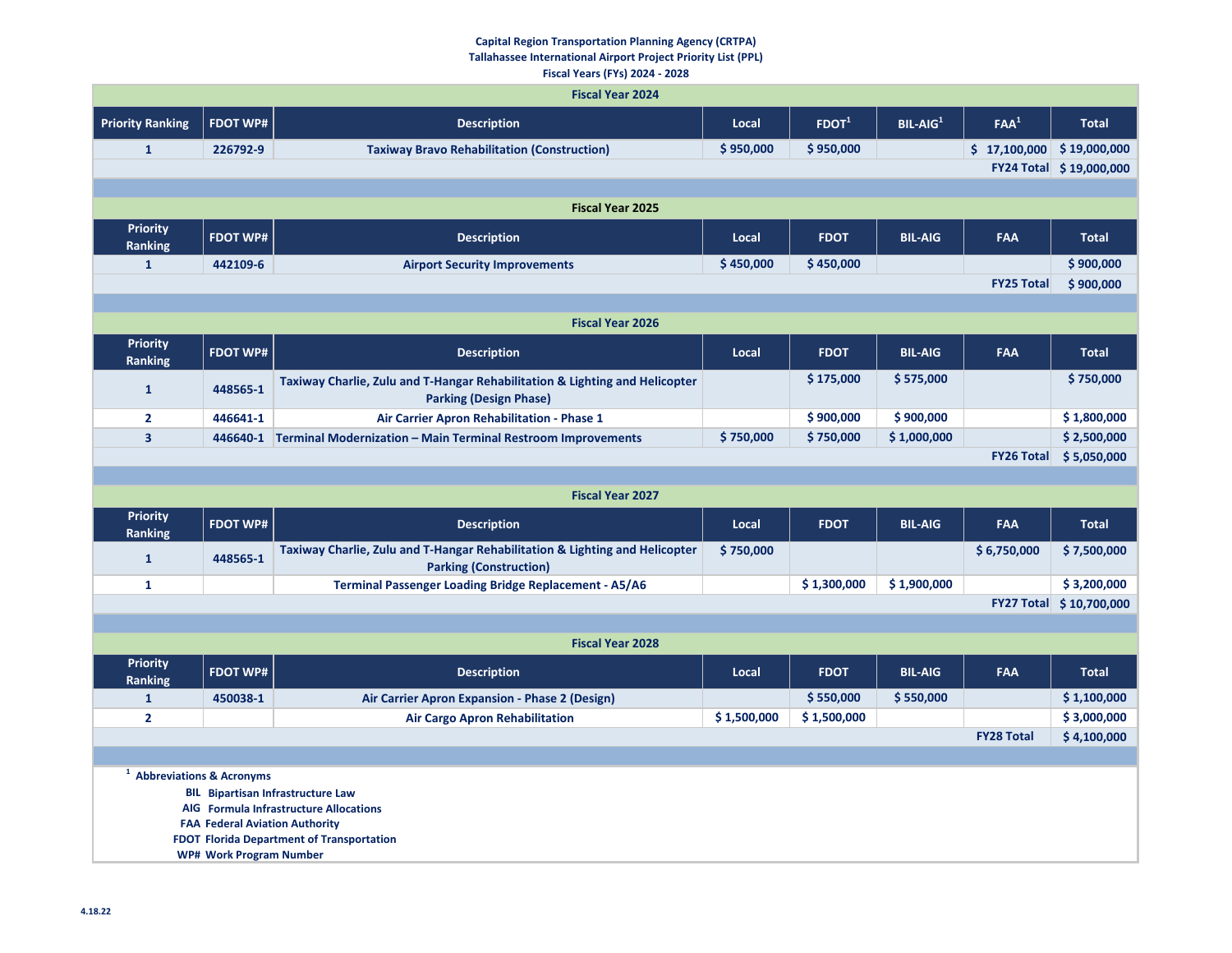**Capital Region Transportation Planning Agency (CRTPA)**
**Tallahassee International Airport Project Priority List (PPL)**
**Fiscal Years (FYs) 2024 - 2028**

### Fiscal Year 2024

| Priority Ranking | FDOT WP# | Description | Local | FDOT[1] | BIL-AIG[1] | FAA[1] | Total |
|---|---|---|---|---|---|---|---|
| 1 | 226792-9 | Taxiway Bravo Rehabilitation (Construction) | $ 950,000 | $ 950,000 | | $ 17,100,000 | $ 19,000,000 |
| | | | | | | FY24 Total | $ 19,000,000 |

### Fiscal Year 2025

| Priority Ranking | FDOT WP# | Description | Local | FDOT | BIL-AIG | FAA | Total |
|---|---|---|---|---|---|---|---|
| 1 | 442109-6 | Airport Security Improvements | $ 450,000 | $ 450,000 | | | $ 900,000 |
| | | | | | | FY25 Total | $ 900,000 |

### Fiscal Year 2026

| Priority Ranking | FDOT WP# | Description | Local | FDOT | BIL-AIG | FAA | Total |
|---|---|---|---|---|---|---|---|
| 1 | 448565-1 | Taxiway Charlie, Zulu and T-Hangar Rehabilitation & Lighting and Helicopter Parking (Design Phase) | | $ 175,000 | $ 575,000 | | $ 750,000 |
| 2 | 446641-1 | Air Carrier Apron Rehabilitation - Phase 1 | | $ 900,000 | $ 900,000 | | $ 1,800,000 |
| 3 | 446640-1 | Terminal Modernization – Main Terminal Restroom Improvements | $ 750,000 | $ 750,000 | $ 1,000,000 | | $ 2,500,000 |
| | | | | | | FY26 Total | $ 5,050,000 |

### Fiscal Year 2027

| Priority Ranking | FDOT WP# | Description | Local | FDOT | BIL-AIG | FAA | Total |
|---|---|---|---|---|---|---|---|
| 1 | 448565-1 | Taxiway Charlie, Zulu and T-Hangar Rehabilitation & Lighting and Helicopter Parking (Construction) | $ 750,000 | | | $ 6,750,000 | $ 7,500,000 |
| 1 | | Terminal Passenger Loading Bridge Replacement - A5/A6 | | $ 1,300,000 | $ 1,900,000 | | $ 3,200,000 |
| | | | | | | FY27 Total | $ 10,700,000 |

### Fiscal Year 2028

| Priority Ranking | FDOT WP# | Description | Local | FDOT | BIL-AIG | FAA | Total |
|---|---|---|---|---|---|---|---|
| 1 | 450038-1 | Air Carrier Apron Expansion - Phase 2 (Design) | | $ 550,000 | $ 550,000 | | $ 1,100,000 |
| 2 | | Air Cargo Apron Rehabilitation | $ 1,500,000 | $ 1,500,000 | | | $ 3,000,000 |
| | | | | | | FY28 Total | $ 4,100,000 |

[1] **Abbreviations & Acronyms**

- **BIL** Bipartisan Infrastructure Law
- **AIG** Formula Infrastructure Allocations
- **FAA** Federal Aviation Authority
- **FDOT** Florida Department of Transportation
- **WP#** Work Program Number

4.18.22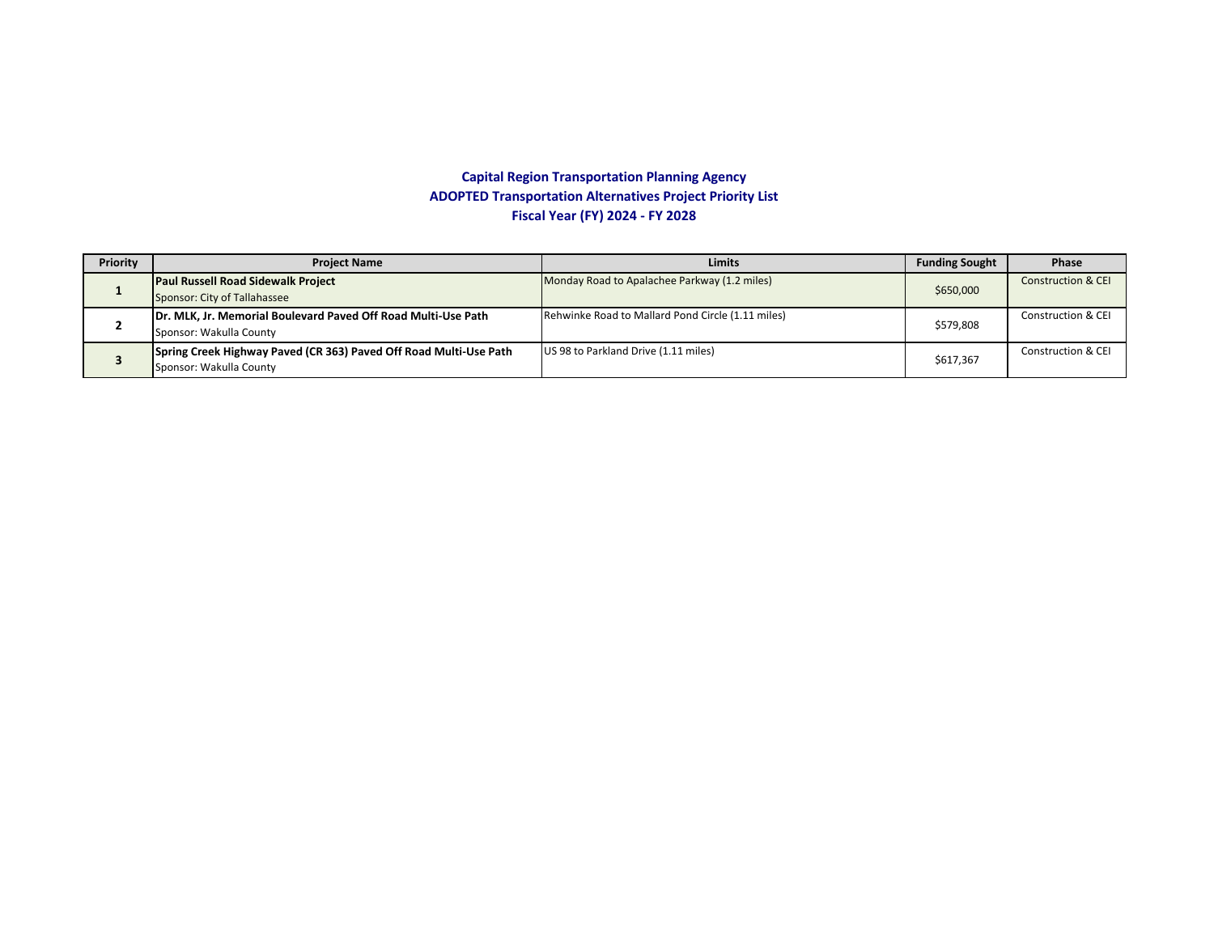# Capital Region Transportation Planning Agency
## ADOPTED Transportation Alternatives Project Priority List
## Fiscal Year (FY) 2024 - FY 2028

| Priority | Project Name | Limits | Funding Sought | Phase |
|---|---|---|---|---|
| 1 | **Paul Russell Road Sidewalk Project**<br>Sponsor: City of Tallahassee | Monday Road to Apalachee Parkway (1.2 miles) | $650,000 | Construction & CEI |
| 2 | **Dr. MLK, Jr. Memorial Boulevard Paved Off Road Multi-Use Path**<br>Sponsor: Wakulla County | Rehwinke Road to Mallard Pond Circle (1.11 miles) | $579,808 | Construction & CEI |
| 3 | **Spring Creek Highway Paved (CR 363) Paved Off Road Multi-Use Path**<br>Sponsor: Wakulla County | US 98 to Parkland Drive (1.11 miles) | $617,367 | Construction & CEI |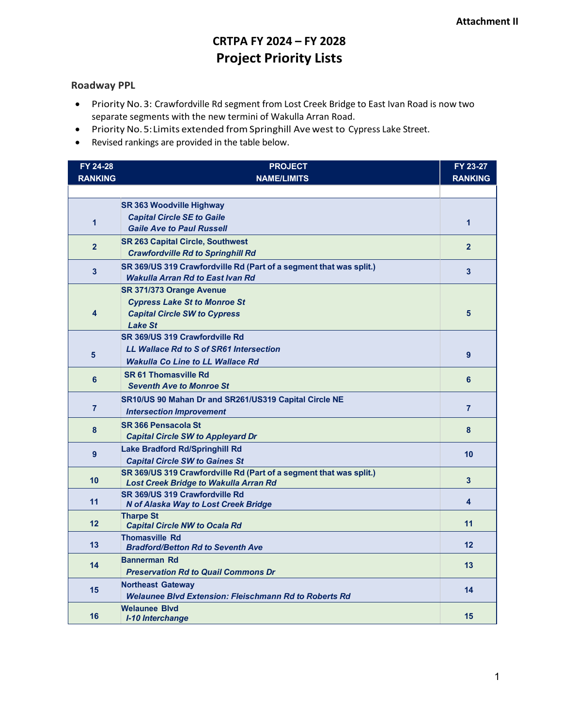**Attachment II**

# CRTPA FY 2024 – FY 2028
## Project Priority Lists

### Roadway PPL

- Priority No. 3: Crawfordville Rd segment from Lost Creek Bridge to East Ivan Road is now two separate segments with the new termini of Wakulla Arran Road.
- Priority No. 5: Limits extended from Springhill Ave west to Cypress Lake Street.
- Revised rankings are provided in the table below.

| FY 24-28 RANKING | PROJECT NAME/LIMITS | FY 23-27 RANKING |
|---|---|---|
| 1 | **SR 363 Woodville Highway**<br>***Capital Circle SE to Gaile***<br>***Gaile Ave to Paul Russell*** | 1 |
| 2 | **SR 263 Capital Circle, Southwest**<br>***Crawfordville Rd to Springhill Rd*** | 2 |
| 3 | **SR 369/US 319 Crawfordville Rd (Part of a segment that was split.)**<br>***Wakulla Arran Rd to East Ivan Rd*** | 3 |
| 4 | **SR 371/373 Orange Avenue**<br>***Cypress Lake St to Monroe St***<br>***Capital Circle SW to Cypress Lake St*** | 5 |
| 5 | **SR 369/US 319 Crawfordville Rd**<br>***LL Wallace Rd to S of SR61 Intersection***<br>***Wakulla Co Line to LL Wallace Rd*** | 9 |
| 6 | **SR 61 Thomasville Rd**<br>***Seventh Ave to Monroe St*** | 6 |
| 7 | **SR10/US 90 Mahan Dr and SR261/US319 Capital Circle NE**<br>***Intersection Improvement*** | 7 |
| 8 | **SR 366 Pensacola St**<br>***Capital Circle SW to Appleyard Dr*** | 8 |
| 9 | **Lake Bradford Rd/Springhill Rd**<br>***Capital Circle SW to Gaines St*** | 10 |
| 10 | **SR 369/US 319 Crawfordville Rd (Part of a segment that was split.)**<br>***Lost Creek Bridge to Wakulla Arran Rd*** | 3 |
| 11 | **SR 369/US 319 Crawfordville Rd**<br>***N of Alaska Way to Lost Creek Bridge*** | 4 |
| 12 | **Tharpe St**<br>***Capital Circle NW to Ocala Rd*** | 11 |
| 13 | **Thomasville Rd**<br>***Bradford/Betton Rd to Seventh Ave*** | 12 |
| 14 | **Bannerman Rd**<br>***Preservation Rd to Quail Commons Dr*** | 13 |
| 15 | **Northeast Gateway**<br>***Welaunee Blvd Extension: Fleischmann Rd to Roberts Rd*** | 14 |
| 16 | **Welaunee Blvd**<br>***I-10 Interchange*** | 15 |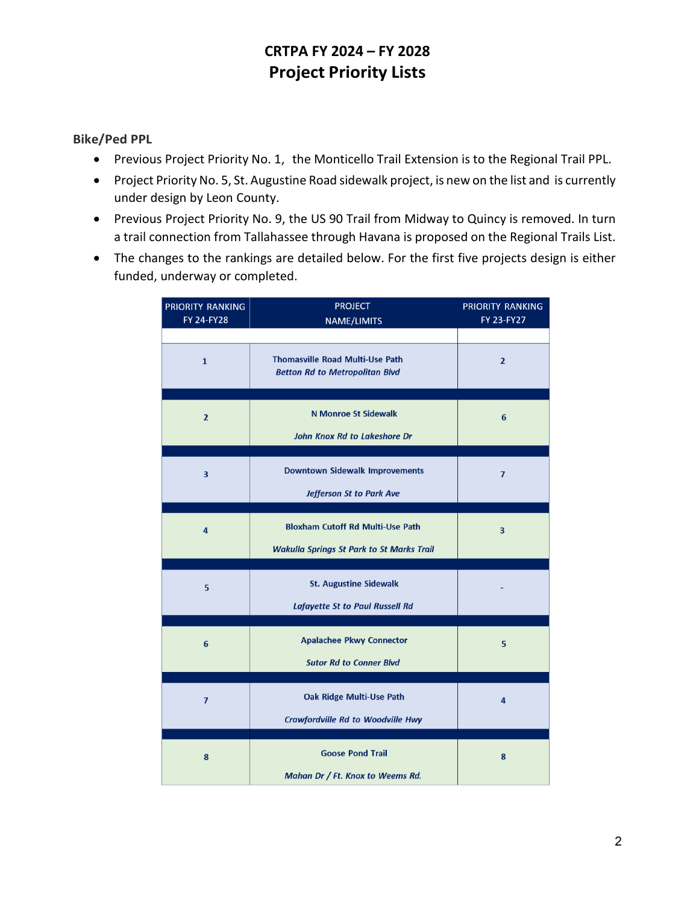# CRTPA FY 2024 – FY 2028
## Project Priority Lists

**Bike/Ped PPL**

- Previous Project Priority No. 1, the Monticello Trail Extension is to the Regional Trail PPL.
- Project Priority No. 5, St. Augustine Road sidewalk project, is new on the list and is currently under design by Leon County.
- Previous Project Priority No. 9, the US 90 Trail from Midway to Quincy is removed. In turn a trail connection from Tallahassee through Havana is proposed on the Regional Trails List.
- The changes to the rankings are detailed below. For the first five projects design is either funded, underway or completed.

| PRIORITY RANKING FY 24-FY28 | PROJECT NAME/LIMITS | PRIORITY RANKING FY 23-FY27 |
|---|---|---|
| 1 | Thomasville Road Multi-Use Path<br>*Betton Rd to Metropolitan Blvd* | 2 |
| 2 | N Monroe St Sidewalk<br>*John Knox Rd to Lakeshore Dr* | 6 |
| 3 | Downtown Sidewalk Improvements<br>*Jefferson St to Park Ave* | 7 |
| 4 | Bloxham Cutoff Rd Multi-Use Path<br>*Wakulla Springs St Park to St Marks Trail* | 3 |
| 5 | St. Augustine Sidewalk<br>*Lafayette St to Paul Russell Rd* | - |
| 6 | Apalachee Pkwy Connector<br>*Sutor Rd to Conner Blvd* | 5 |
| 7 | Oak Ridge Multi-Use Path<br>*Crawfordville Rd to Woodville Hwy* | 4 |
| 8 | Goose Pond Trail<br>*Mahan Dr / Ft. Knox to Weems Rd.* | 8 |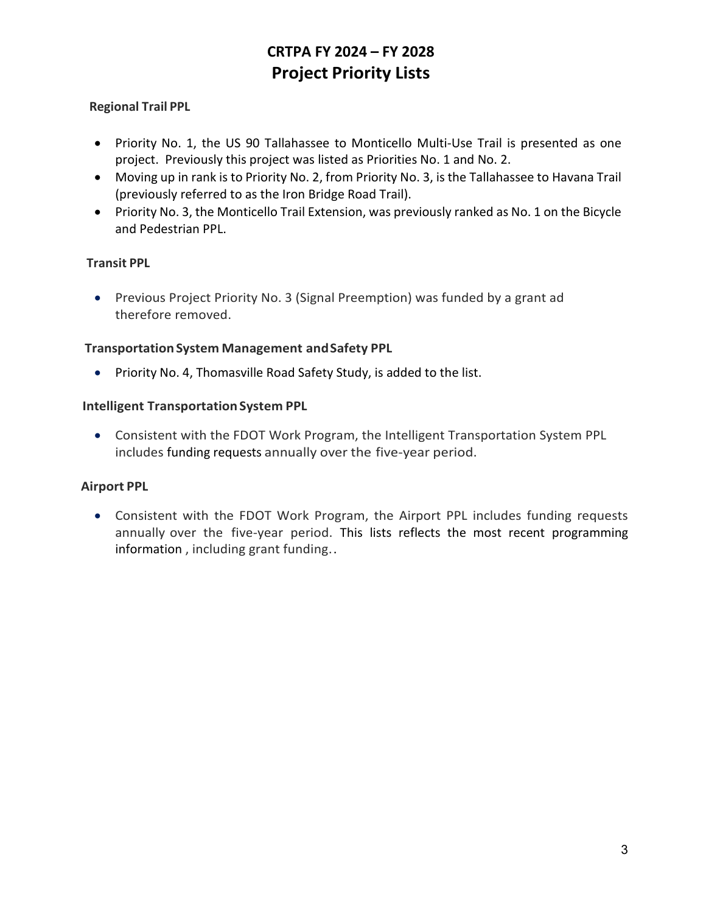# CRTPA FY 2024 – FY 2028
## Project Priority Lists

### Regional Trail PPL

- Priority No. 1, the US 90 Tallahassee to Monticello Multi-Use Trail is presented as one project. Previously this project was listed as Priorities No. 1 and No. 2.
- Moving up in rank is to Priority No. 2, from Priority No. 3, is the Tallahassee to Havana Trail (previously referred to as the Iron Bridge Road Trail).
- Priority No. 3, the Monticello Trail Extension, was previously ranked as No. 1 on the Bicycle and Pedestrian PPL.

### Transit PPL

- Previous Project Priority No. 3 (Signal Preemption) was funded by a grant ad therefore removed.

### Transportation System Management and Safety PPL

- Priority No. 4, Thomasville Road Safety Study, is added to the list.

### Intelligent Transportation System PPL

- Consistent with the FDOT Work Program, the Intelligent Transportation System PPL includes funding requests annually over the five-year period.

### Airport PPL

- Consistent with the FDOT Work Program, the Airport PPL includes funding requests annually over the five-year period. This lists reflects the most recent programming information , including grant funding..